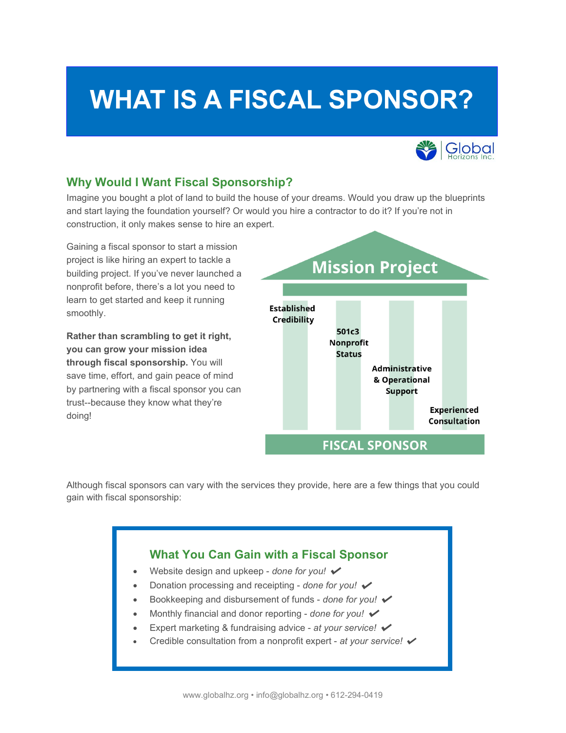# WHAT IS A FISCAL SPONSOR?

Global Horizons Inc.

## Why Would I Want Fiscal Sponsorship?

Imagine you bought a plot of land to build the house of your dreams. Would you draw up the blueprints and start laying the foundation yourself? Or would you hire a contractor to do it? If you're not in construction, it only makes sense to hire an expert.

Gaining a fiscal sponsor to start a mission project is like hiring an expert to tackle a building project. If you've never launched a nonprofit before, there's a lot you need to learn to get started and keep it running smoothly.

**Rather than scrambling to get it right, you can grow your mission idea through fiscal sponsorship.** You will save time, effort, and gain peace of mind by partnering with a fiscal sponsor you can trust--because they know what they're doing!

Mission Project

Established Credibility

501c3 Nonprofit Status

Administrative & Operational Support

Experienced Consultation

FISCAL SPONSOR

Although fiscal sponsors can vary with the services they provide, here are a few things that you could gain with fiscal sponsorship:

### What You Can Gain with a Fiscal Sponsor

- Website design and upkeep - *done for you!* ✔
- Donation processing and receipting - *done for you!* ✔
- Bookkeeping and disbursement of funds - *done for you!* ✔
- Monthly financial and donor reporting - *done for you!* ✔
- Expert marketing & fundraising advice - *at your service!* ✔
- Credible consultation from a nonprofit expert - *at your service!* ✔

www.globalhz.org • info@globalhz.org • 612-294-0419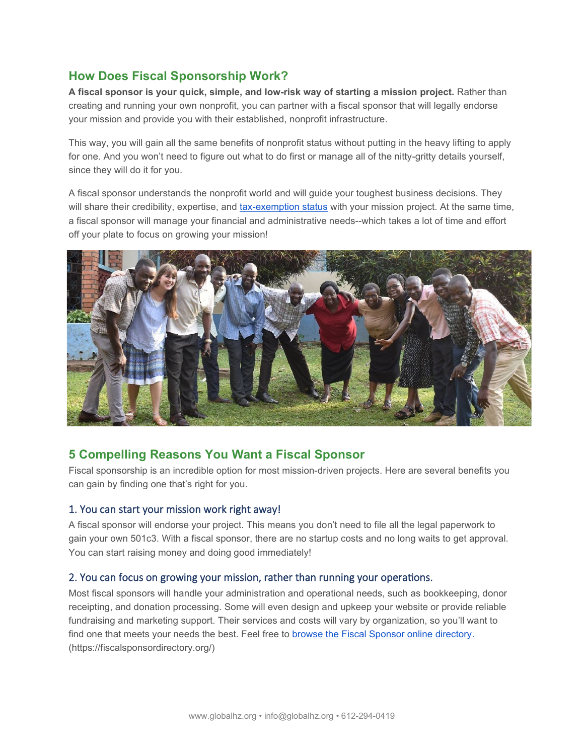## How Does Fiscal Sponsorship Work?

**A fiscal sponsor is your quick, simple, and low-risk way of starting a mission project.** Rather than creating and running your own nonprofit, you can partner with a fiscal sponsor that will legally endorse your mission and provide you with their established, nonprofit infrastructure.

This way, you will gain all the same benefits of nonprofit status without putting in the heavy lifting to apply for one. And you won't need to figure out what to do first or manage all of the nitty-gritty details yourself, since they will do it for you.

A fiscal sponsor understands the nonprofit world and will guide your toughest business decisions. They will share their credibility, expertise, and tax-exemption status with your mission project. At the same time, a fiscal sponsor will manage your financial and administrative needs--which takes a lot of time and effort off your plate to focus on growing your mission!

## 5 Compelling Reasons You Want a Fiscal Sponsor

Fiscal sponsorship is an incredible option for most mission-driven projects. Here are several benefits you can gain by finding one that's right for you.

### 1. You can start your mission work right away!

A fiscal sponsor will endorse your project. This means you don't need to file all the legal paperwork to gain your own 501c3. With a fiscal sponsor, there are no startup costs and no long waits to get approval. You can start raising money and doing good immediately!

### 2. You can focus on growing your mission, rather than running your operations.

Most fiscal sponsors will handle your administration and operational needs, such as bookkeeping, donor receipting, and donation processing. Some will even design and upkeep your website or provide reliable fundraising and marketing support. Their services and costs will vary by organization, so you'll want to find one that meets your needs the best. Feel free to browse the Fiscal Sponsor online directory. (https://fiscalsponsordirectory.org/)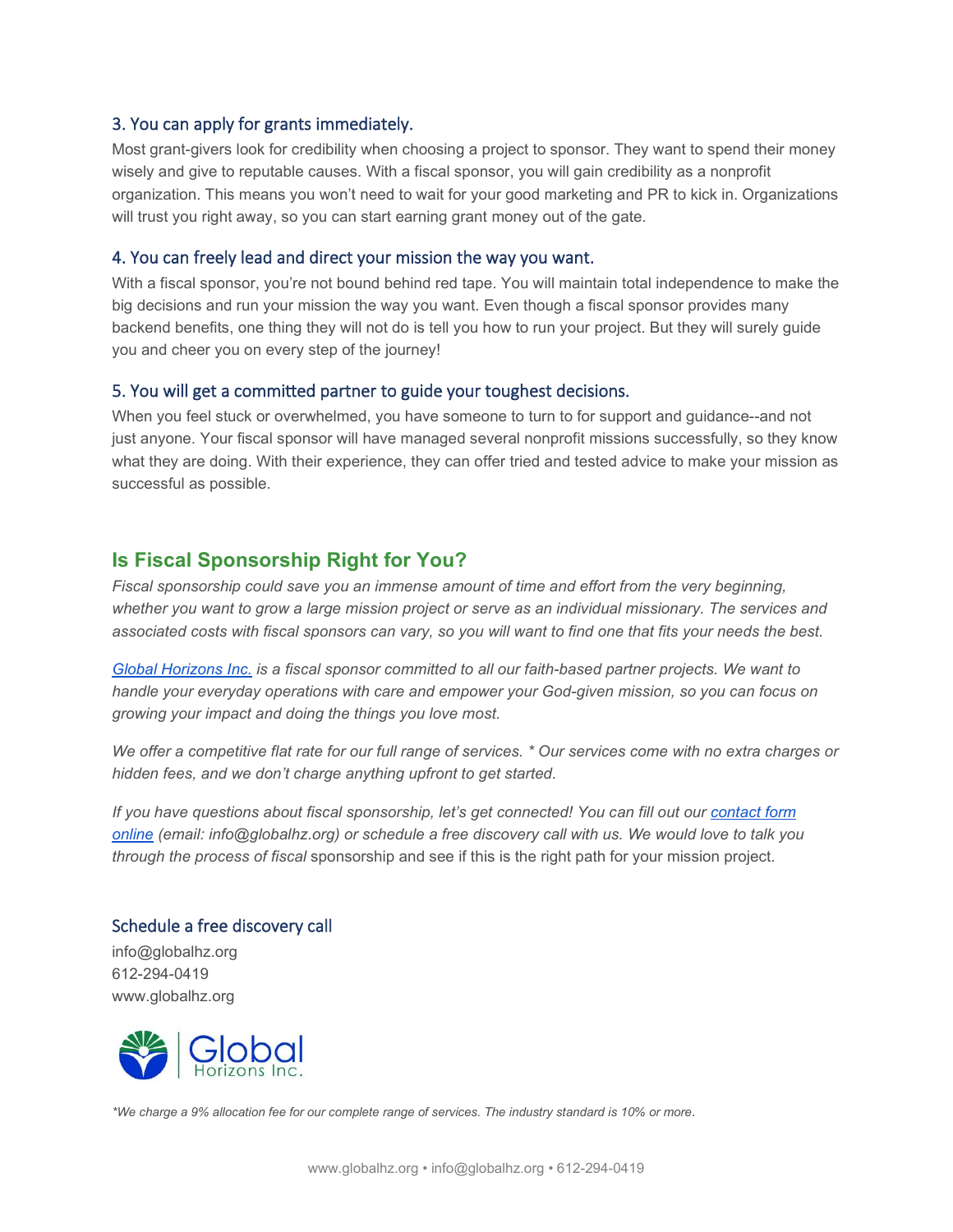### 3. You can apply for grants immediately.

Most grant-givers look for credibility when choosing a project to sponsor. They want to spend their money wisely and give to reputable causes. With a fiscal sponsor, you will gain credibility as a nonprofit organization. This means you won't need to wait for your good marketing and PR to kick in. Organizations will trust you right away, so you can start earning grant money out of the gate.

### 4. You can freely lead and direct your mission the way you want.

With a fiscal sponsor, you're not bound behind red tape. You will maintain total independence to make the big decisions and run your mission the way you want. Even though a fiscal sponsor provides many backend benefits, one thing they will not do is tell you how to run your project. But they will surely guide you and cheer you on every step of the journey!

### 5. You will get a committed partner to guide your toughest decisions.

When you feel stuck or overwhelmed, you have someone to turn to for support and guidance--and not just anyone. Your fiscal sponsor will have managed several nonprofit missions successfully, so they know what they are doing. With their experience, they can offer tried and tested advice to make your mission as successful as possible.

## Is Fiscal Sponsorship Right for You?

*Fiscal sponsorship could save you an immense amount of time and effort from the very beginning, whether you want to grow a large mission project or serve as an individual missionary. The services and associated costs with fiscal sponsors can vary, so you will want to find one that fits your needs the best.*

*[Global Horizons Inc.](www.globalhz.org) is a fiscal sponsor committed to all our faith-based partner projects. We want to handle your everyday operations with care and empower your God-given mission, so you can focus on growing your impact and doing the things you love most.*

*We offer a competitive flat rate for our full range of services. * Our services come with no extra charges or hidden fees, and we don't charge anything upfront to get started.*

*If you have questions about fiscal sponsorship, let's get connected! You can fill out our contact form online (email: info@globalhz.org) or schedule a free discovery call with us. We would love to talk you through the process of fiscal* sponsorship and see if this is the right path for your mission project.

### Schedule a free discovery call

info@globalhz.org
612-294-0419
www.globalhz.org

Global Horizons Inc.

*\*We charge a 9% allocation fee for our complete range of services. The industry standard is 10% or more.*